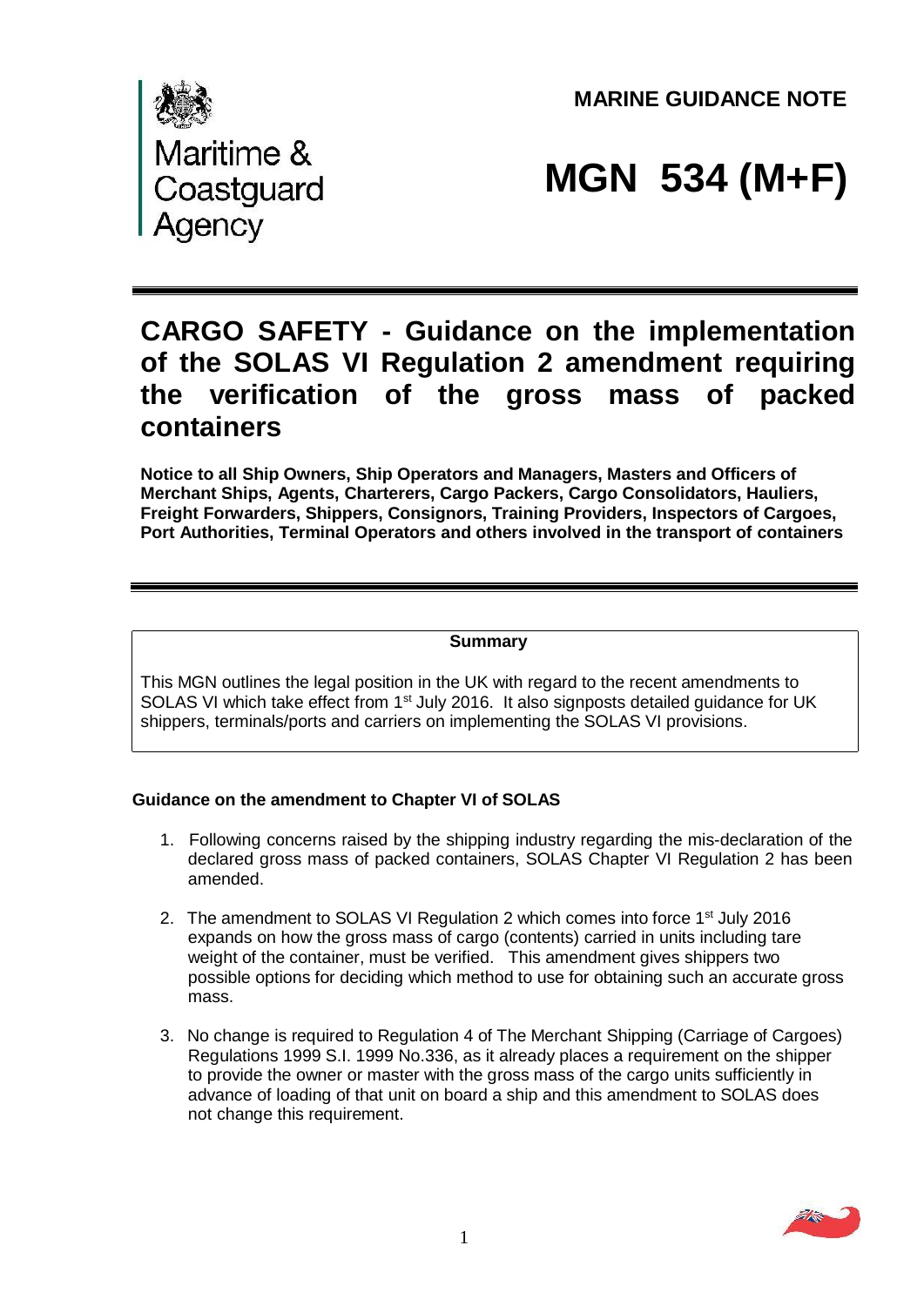Maritime & Coastguard Agency

**MARINE GUIDANCE NOTE**

# MGN 534 (M+F)

## CARGO SAFETY - Guidance on the implementation of the SOLAS VI Regulation 2 amendment requiring the verification of the gross mass of packed containers

**Notice to all Ship Owners, Ship Operators and Managers, Masters and Officers of Merchant Ships, Agents, Charterers, Cargo Packers, Cargo Consolidators, Hauliers, Freight Forwarders, Shippers, Consignors, Training Providers, Inspectors of Cargoes, Port Authorities, Terminal Operators and others involved in the transport of containers**

**Summary**

This MGN outlines the legal position in the UK with regard to the recent amendments to SOLAS VI which take effect from 1st July 2016. It also signposts detailed guidance for UK shippers, terminals/ports and carriers on implementing the SOLAS VI provisions.

### Guidance on the amendment to Chapter VI of SOLAS

1. Following concerns raised by the shipping industry regarding the mis-declaration of the declared gross mass of packed containers, SOLAS Chapter VI Regulation 2 has been amended.

2. The amendment to SOLAS VI Regulation 2 which comes into force 1st July 2016 expands on how the gross mass of cargo (contents) carried in units including tare weight of the container, must be verified. This amendment gives shippers two possible options for deciding which method to use for obtaining such an accurate gross mass.

3. No change is required to Regulation 4 of The Merchant Shipping (Carriage of Cargoes) Regulations 1999 S.I. 1999 No.336, as it already places a requirement on the shipper to provide the owner or master with the gross mass of the cargo units sufficiently in advance of loading of that unit on board a ship and this amendment to SOLAS does not change this requirement.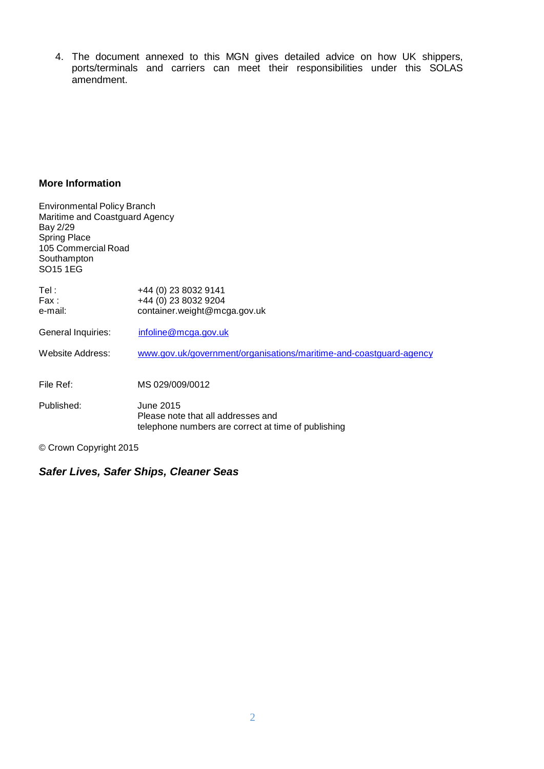4. The document annexed to this MGN gives detailed advice on how UK shippers, ports/terminals and carriers can meet their responsibilities under this SOLAS amendment.

## More Information

Environmental Policy Branch
Maritime and Coastguard Agency
Bay 2/29
Spring Place
105 Commercial Road
Southampton
SO15 1EG

Tel : +44 (0) 23 8032 9141
Fax : +44 (0) 23 8032 9204
e-mail: container.weight@mcga.gov.uk

General Inquiries: infoline@mcga.gov.uk

Website Address: www.gov.uk/government/organisations/maritime-and-coastguard-agency

File Ref: MS 029/009/0012

Published: June 2015
Please note that all addresses and telephone numbers are correct at time of publishing

© Crown Copyright 2015

***Safer Lives, Safer Ships, Cleaner Seas***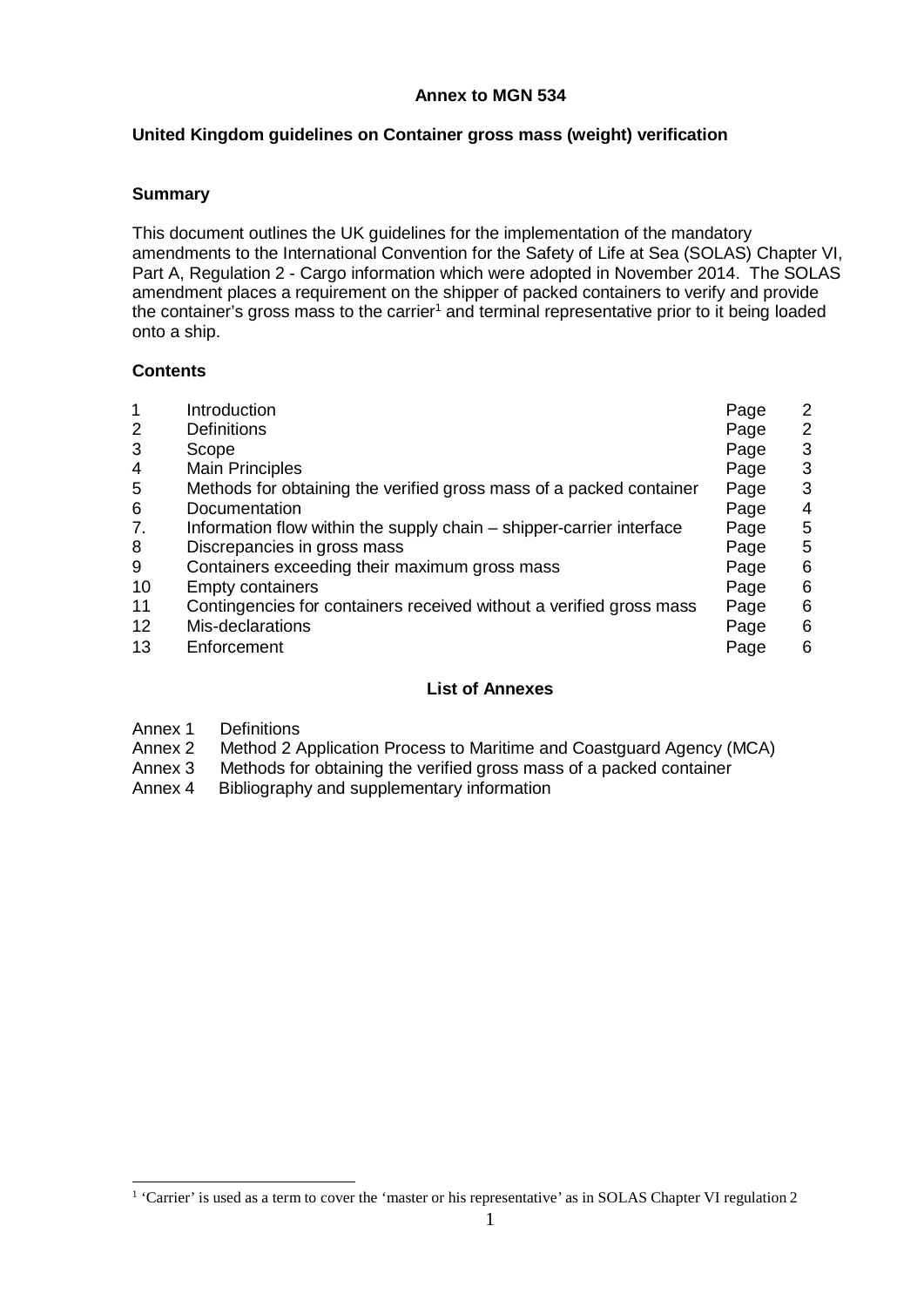**Annex to MGN 534**

**United Kingdom guidelines on Container gross mass (weight) verification**

**Summary**

This document outlines the UK guidelines for the implementation of the mandatory amendments to the International Convention for the Safety of Life at Sea (SOLAS) Chapter VI, Part A, Regulation 2 - Cargo information which were adopted in November 2014. The SOLAS amendment places a requirement on the shipper of packed containers to verify and provide the container's gross mass to the carrier[1] and terminal representative prior to it being loaded onto a ship.

**Contents**

| | | | |
|---|---|---|---|
| 1 | Introduction | Page | 2 |
| 2 | Definitions | Page | 2 |
| 3 | Scope | Page | 3 |
| 4 | Main Principles | Page | 3 |
| 5 | Methods for obtaining the verified gross mass of a packed container | Page | 3 |
| 6 | Documentation | Page | 4 |
| 7. | Information flow within the supply chain – shipper-carrier interface | Page | 5 |
| 8 | Discrepancies in gross mass | Page | 5 |
| 9 | Containers exceeding their maximum gross mass | Page | 6 |
| 10 | Empty containers | Page | 6 |
| 11 | Contingencies for containers received without a verified gross mass | Page | 6 |
| 12 | Mis-declarations | Page | 6 |
| 13 | Enforcement | Page | 6 |

**List of Annexes**

Annex 1 Definitions
Annex 2 Method 2 Application Process to Maritime and Coastguard Agency (MCA)
Annex 3 Methods for obtaining the verified gross mass of a packed container
Annex 4 Bibliography and supplementary information

[1] 'Carrier' is used as a term to cover the 'master or his representative' as in SOLAS Chapter VI regulation 2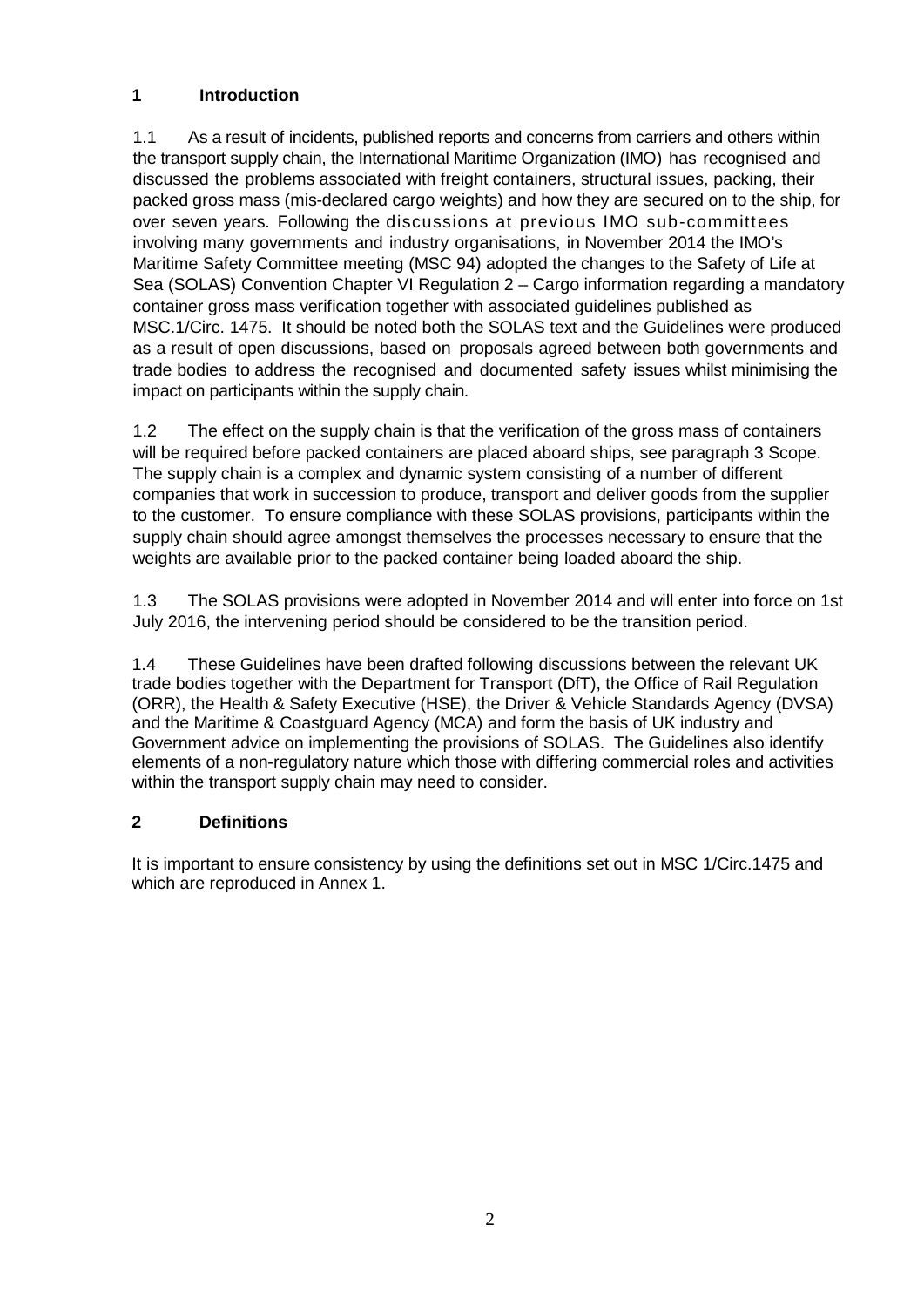## 1 Introduction

1.1 As a result of incidents, published reports and concerns from carriers and others within the transport supply chain, the International Maritime Organization (IMO) has recognised and discussed the problems associated with freight containers, structural issues, packing, their packed gross mass (mis-declared cargo weights) and how they are secured on to the ship, for over seven years. Following the discussions at previous IMO sub-committees involving many governments and industry organisations, in November 2014 the IMO's Maritime Safety Committee meeting (MSC 94) adopted the changes to the Safety of Life at Sea (SOLAS) Convention Chapter VI Regulation 2 – Cargo information regarding a mandatory container gross mass verification together with associated guidelines published as MSC.1/Circ. 1475. It should be noted both the SOLAS text and the Guidelines were produced as a result of open discussions, based on proposals agreed between both governments and trade bodies to address the recognised and documented safety issues whilst minimising the impact on participants within the supply chain.

1.2 The effect on the supply chain is that the verification of the gross mass of containers will be required before packed containers are placed aboard ships, see paragraph 3 Scope. The supply chain is a complex and dynamic system consisting of a number of different companies that work in succession to produce, transport and deliver goods from the supplier to the customer. To ensure compliance with these SOLAS provisions, participants within the supply chain should agree amongst themselves the processes necessary to ensure that the weights are available prior to the packed container being loaded aboard the ship.

1.3 The SOLAS provisions were adopted in November 2014 and will enter into force on 1st July 2016, the intervening period should be considered to be the transition period.

1.4 These Guidelines have been drafted following discussions between the relevant UK trade bodies together with the Department for Transport (DfT), the Office of Rail Regulation (ORR), the Health & Safety Executive (HSE), the Driver & Vehicle Standards Agency (DVSA) and the Maritime & Coastguard Agency (MCA) and form the basis of UK industry and Government advice on implementing the provisions of SOLAS. The Guidelines also identify elements of a non-regulatory nature which those with differing commercial roles and activities within the transport supply chain may need to consider.

## 2 Definitions

It is important to ensure consistency by using the definitions set out in MSC 1/Circ.1475 and which are reproduced in Annex 1.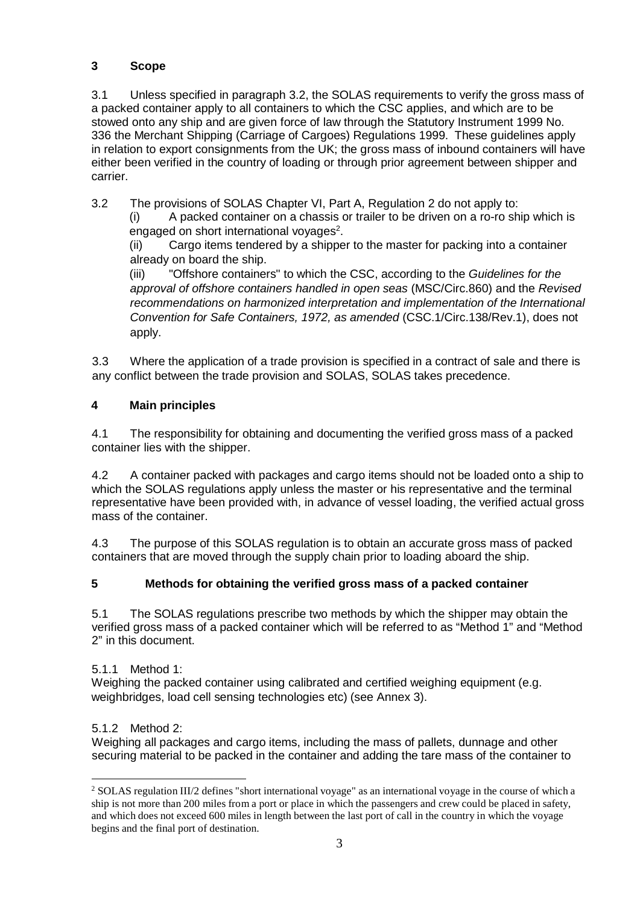## 3 Scope

3.1 Unless specified in paragraph 3.2, the SOLAS requirements to verify the gross mass of a packed container apply to all containers to which the CSC applies, and which are to be stowed onto any ship and are given force of law through the Statutory Instrument 1999 No. 336 the Merchant Shipping (Carriage of Cargoes) Regulations 1999. These guidelines apply in relation to export consignments from the UK; the gross mass of inbound containers will have either been verified in the country of loading or through prior agreement between shipper and carrier.

3.2 The provisions of SOLAS Chapter VI, Part A, Regulation 2 do not apply to:

(i) A packed container on a chassis or trailer to be driven on a ro-ro ship which is engaged on short international voyages[2].

(ii) Cargo items tendered by a shipper to the master for packing into a container already on board the ship.

(iii) "Offshore containers" to which the CSC, according to the *Guidelines for the approval of offshore containers handled in open seas* (MSC/Circ.860) and the *Revised recommendations on harmonized interpretation and implementation of the International Convention for Safe Containers, 1972, as amended* (CSC.1/Circ.138/Rev.1), does not apply.

3.3 Where the application of a trade provision is specified in a contract of sale and there is any conflict between the trade provision and SOLAS, SOLAS takes precedence.

## 4 Main principles

4.1 The responsibility for obtaining and documenting the verified gross mass of a packed container lies with the shipper.

4.2 A container packed with packages and cargo items should not be loaded onto a ship to which the SOLAS regulations apply unless the master or his representative and the terminal representative have been provided with, in advance of vessel loading, the verified actual gross mass of the container.

4.3 The purpose of this SOLAS regulation is to obtain an accurate gross mass of packed containers that are moved through the supply chain prior to loading aboard the ship.

## 5 Methods for obtaining the verified gross mass of a packed container

5.1 The SOLAS regulations prescribe two methods by which the shipper may obtain the verified gross mass of a packed container which will be referred to as "Method 1" and "Method 2" in this document.

5.1.1 Method 1:
Weighing the packed container using calibrated and certified weighing equipment (e.g. weighbridges, load cell sensing technologies etc) (see Annex 3).

5.1.2 Method 2:
Weighing all packages and cargo items, including the mass of pallets, dunnage and other securing material to be packed in the container and adding the tare mass of the container to

---

[2] SOLAS regulation III/2 defines "short international voyage" as an international voyage in the course of which a ship is not more than 200 miles from a port or place in which the passengers and crew could be placed in safety, and which does not exceed 600 miles in length between the last port of call in the country in which the voyage begins and the final port of destination.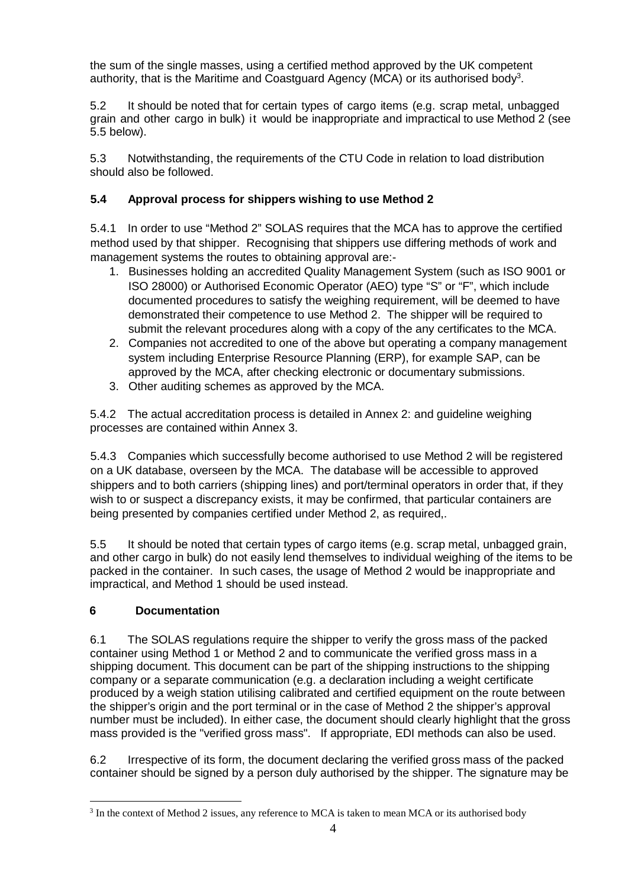the sum of the single masses, using a certified method approved by the UK competent authority, that is the Maritime and Coastguard Agency (MCA) or its authorised body[3].

5.2 It should be noted that for certain types of cargo items (e.g. scrap metal, unbagged grain and other cargo in bulk) it would be inappropriate and impractical to use Method 2 (see 5.5 below).

5.3 Notwithstanding, the requirements of the CTU Code in relation to load distribution should also be followed.

### 5.4 Approval process for shippers wishing to use Method 2

5.4.1 In order to use "Method 2" SOLAS requires that the MCA has to approve the certified method used by that shipper. Recognising that shippers use differing methods of work and management systems the routes to obtaining approval are:-

1. Businesses holding an accredited Quality Management System (such as ISO 9001 or ISO 28000) or Authorised Economic Operator (AEO) type "S" or "F", which include documented procedures to satisfy the weighing requirement, will be deemed to have demonstrated their competence to use Method 2. The shipper will be required to submit the relevant procedures along with a copy of the any certificates to the MCA.
2. Companies not accredited to one of the above but operating a company management system including Enterprise Resource Planning (ERP), for example SAP, can be approved by the MCA, after checking electronic or documentary submissions.
3. Other auditing schemes as approved by the MCA.

5.4.2 The actual accreditation process is detailed in Annex 2: and guideline weighing processes are contained within Annex 3.

5.4.3 Companies which successfully become authorised to use Method 2 will be registered on a UK database, overseen by the MCA. The database will be accessible to approved shippers and to both carriers (shipping lines) and port/terminal operators in order that, if they wish to or suspect a discrepancy exists, it may be confirmed, that particular containers are being presented by companies certified under Method 2, as required,.

5.5 It should be noted that certain types of cargo items (e.g. scrap metal, unbagged grain, and other cargo in bulk) do not easily lend themselves to individual weighing of the items to be packed in the container. In such cases, the usage of Method 2 would be inappropriate and impractical, and Method 1 should be used instead.

## 6 Documentation

6.1 The SOLAS regulations require the shipper to verify the gross mass of the packed container using Method 1 or Method 2 and to communicate the verified gross mass in a shipping document. This document can be part of the shipping instructions to the shipping company or a separate communication (e.g. a declaration including a weight certificate produced by a weigh station utilising calibrated and certified equipment on the route between the shipper's origin and the port terminal or in the case of Method 2 the shipper's approval number must be included). In either case, the document should clearly highlight that the gross mass provided is the "verified gross mass". If appropriate, EDI methods can also be used.

6.2 Irrespective of its form, the document declaring the verified gross mass of the packed container should be signed by a person duly authorised by the shipper. The signature may be

[3] In the context of Method 2 issues, any reference to MCA is taken to mean MCA or its authorised body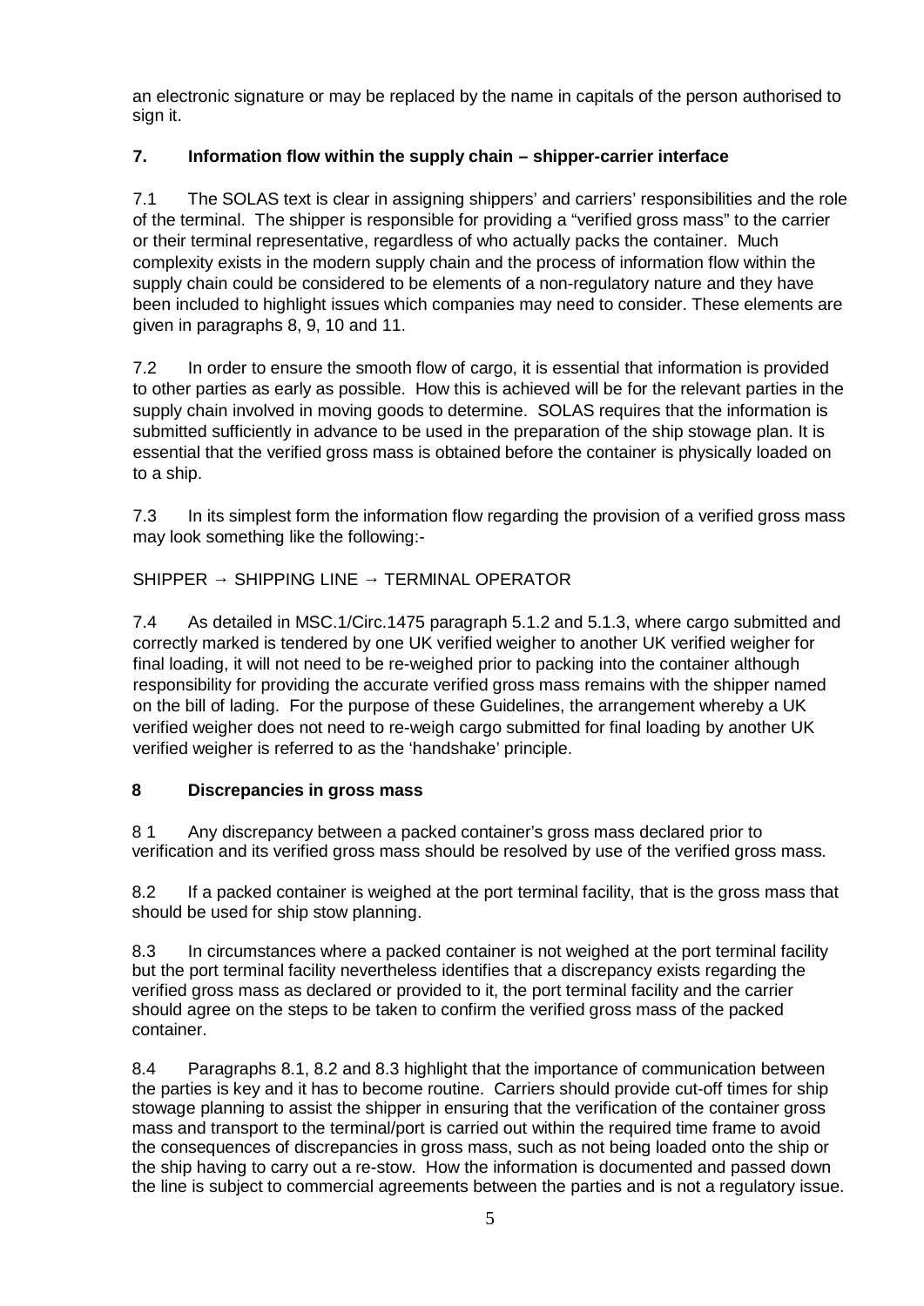an electronic signature or may be replaced by the name in capitals of the person authorised to sign it.

## 7. Information flow within the supply chain – shipper-carrier interface

7.1 The SOLAS text is clear in assigning shippers' and carriers' responsibilities and the role of the terminal. The shipper is responsible for providing a "verified gross mass" to the carrier or their terminal representative, regardless of who actually packs the container. Much complexity exists in the modern supply chain and the process of information flow within the supply chain could be considered to be elements of a non-regulatory nature and they have been included to highlight issues which companies may need to consider. These elements are given in paragraphs 8, 9, 10 and 11.

7.2 In order to ensure the smooth flow of cargo, it is essential that information is provided to other parties as early as possible. How this is achieved will be for the relevant parties in the supply chain involved in moving goods to determine. SOLAS requires that the information is submitted sufficiently in advance to be used in the preparation of the ship stowage plan. It is essential that the verified gross mass is obtained before the container is physically loaded on to a ship.

7.3 In its simplest form the information flow regarding the provision of a verified gross mass may look something like the following:-

SHIPPER → SHIPPING LINE → TERMINAL OPERATOR

7.4 As detailed in MSC.1/Circ.1475 paragraph 5.1.2 and 5.1.3, where cargo submitted and correctly marked is tendered by one UK verified weigher to another UK verified weigher for final loading, it will not need to be re-weighed prior to packing into the container although responsibility for providing the accurate verified gross mass remains with the shipper named on the bill of lading. For the purpose of these Guidelines, the arrangement whereby a UK verified weigher does not need to re-weigh cargo submitted for final loading by another UK verified weigher is referred to as the 'handshake' principle.

## 8 Discrepancies in gross mass

8 1 Any discrepancy between a packed container's gross mass declared prior to verification and its verified gross mass should be resolved by use of the verified gross mass.

8.2 If a packed container is weighed at the port terminal facility, that is the gross mass that should be used for ship stow planning.

8.3 In circumstances where a packed container is not weighed at the port terminal facility but the port terminal facility nevertheless identifies that a discrepancy exists regarding the verified gross mass as declared or provided to it, the port terminal facility and the carrier should agree on the steps to be taken to confirm the verified gross mass of the packed container.

8.4 Paragraphs 8.1, 8.2 and 8.3 highlight that the importance of communication between the parties is key and it has to become routine. Carriers should provide cut-off times for ship stowage planning to assist the shipper in ensuring that the verification of the container gross mass and transport to the terminal/port is carried out within the required time frame to avoid the consequences of discrepancies in gross mass, such as not being loaded onto the ship or the ship having to carry out a re-stow. How the information is documented and passed down the line is subject to commercial agreements between the parties and is not a regulatory issue.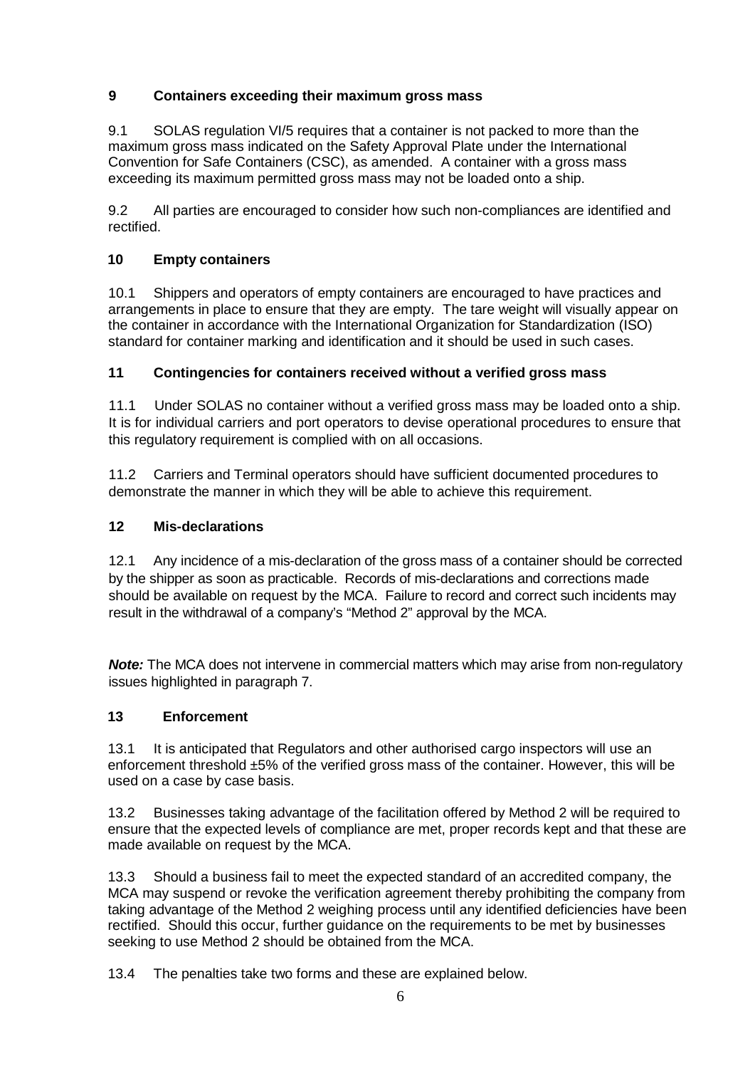## 9 Containers exceeding their maximum gross mass

9.1 SOLAS regulation VI/5 requires that a container is not packed to more than the maximum gross mass indicated on the Safety Approval Plate under the International Convention for Safe Containers (CSC), as amended. A container with a gross mass exceeding its maximum permitted gross mass may not be loaded onto a ship.

9.2 All parties are encouraged to consider how such non-compliances are identified and rectified.

## 10 Empty containers

10.1 Shippers and operators of empty containers are encouraged to have practices and arrangements in place to ensure that they are empty. The tare weight will visually appear on the container in accordance with the International Organization for Standardization (ISO) standard for container marking and identification and it should be used in such cases.

## 11 Contingencies for containers received without a verified gross mass

11.1 Under SOLAS no container without a verified gross mass may be loaded onto a ship. It is for individual carriers and port operators to devise operational procedures to ensure that this regulatory requirement is complied with on all occasions.

11.2 Carriers and Terminal operators should have sufficient documented procedures to demonstrate the manner in which they will be able to achieve this requirement.

## 12 Mis-declarations

12.1 Any incidence of a mis-declaration of the gross mass of a container should be corrected by the shipper as soon as practicable. Records of mis-declarations and corrections made should be available on request by the MCA. Failure to record and correct such incidents may result in the withdrawal of a company's "Method 2" approval by the MCA.

***Note:*** The MCA does not intervene in commercial matters which may arise from non-regulatory issues highlighted in paragraph 7.

## 13 Enforcement

13.1 It is anticipated that Regulators and other authorised cargo inspectors will use an enforcement threshold ±5% of the verified gross mass of the container. However, this will be used on a case by case basis.

13.2 Businesses taking advantage of the facilitation offered by Method 2 will be required to ensure that the expected levels of compliance are met, proper records kept and that these are made available on request by the MCA.

13.3 Should a business fail to meet the expected standard of an accredited company, the MCA may suspend or revoke the verification agreement thereby prohibiting the company from taking advantage of the Method 2 weighing process until any identified deficiencies have been rectified. Should this occur, further guidance on the requirements to be met by businesses seeking to use Method 2 should be obtained from the MCA.

13.4 The penalties take two forms and these are explained below.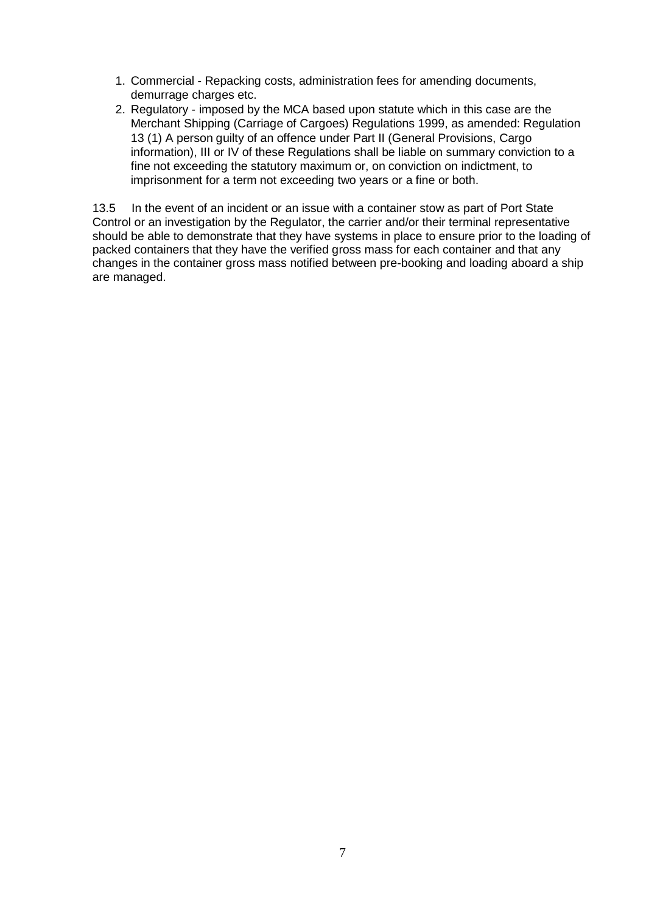1. Commercial - Repacking costs, administration fees for amending documents, demurrage charges etc.
2. Regulatory - imposed by the MCA based upon statute which in this case are the Merchant Shipping (Carriage of Cargoes) Regulations 1999, as amended: Regulation 13 (1) A person guilty of an offence under Part II (General Provisions, Cargo information), III or IV of these Regulations shall be liable on summary conviction to a fine not exceeding the statutory maximum or, on conviction on indictment, to imprisonment for a term not exceeding two years or a fine or both.

13.5 In the event of an incident or an issue with a container stow as part of Port State Control or an investigation by the Regulator, the carrier and/or their terminal representative should be able to demonstrate that they have systems in place to ensure prior to the loading of packed containers that they have the verified gross mass for each container and that any changes in the container gross mass notified between pre-booking and loading aboard a ship are managed.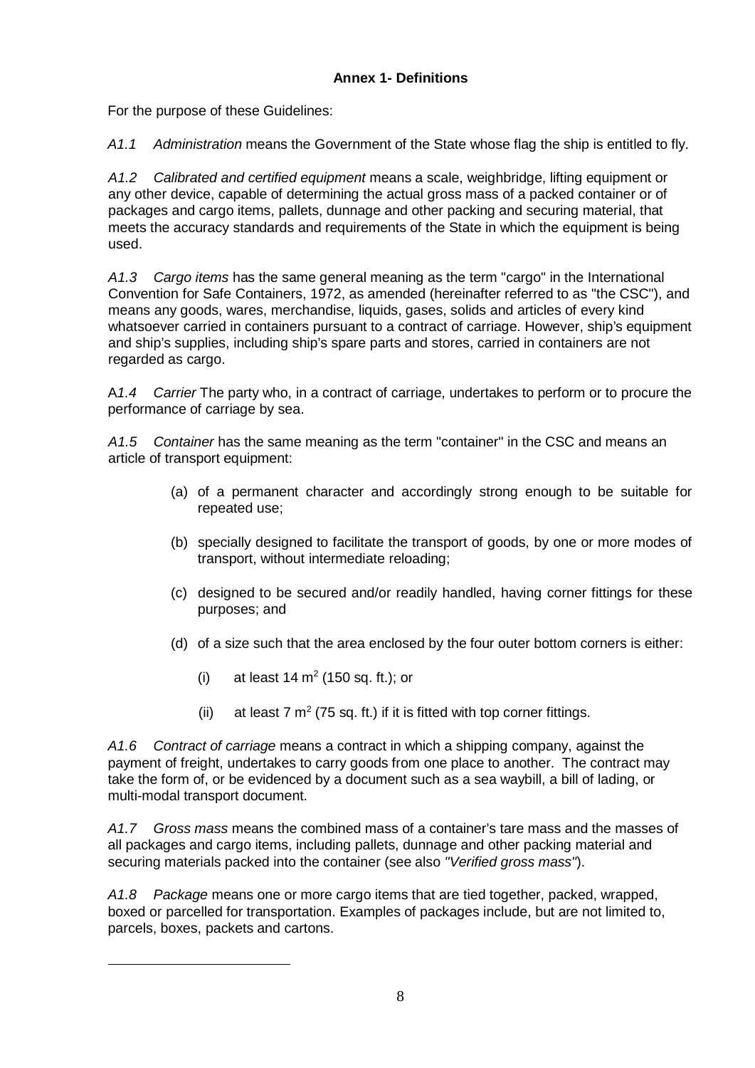**Annex 1- Definitions**

For the purpose of these Guidelines:

*A1.1 Administration* means the Government of the State whose flag the ship is entitled to fly.

*A1.2 Calibrated and certified equipment* means a scale, weighbridge, lifting equipment or any other device, capable of determining the actual gross mass of a packed container or of packages and cargo items, pallets, dunnage and other packing and securing material, that meets the accuracy standards and requirements of the State in which the equipment is being used.

*A1.3 Cargo items* has the same general meaning as the term "cargo" in the International Convention for Safe Containers, 1972, as amended (hereinafter referred to as "the CSC"), and means any goods, wares, merchandise, liquids, gases, solids and articles of every kind whatsoever carried in containers pursuant to a contract of carriage. However, ship's equipment and ship's supplies, including ship's spare parts and stores, carried in containers are not regarded as cargo.

A*1.4 Carrier* The party who, in a contract of carriage, undertakes to perform or to procure the performance of carriage by sea.

*A1.5 Container* has the same meaning as the term "container" in the CSC and means an article of transport equipment:

(a) of a permanent character and accordingly strong enough to be suitable for repeated use;

(b) specially designed to facilitate the transport of goods, by one or more modes of transport, without intermediate reloading;

(c) designed to be secured and/or readily handled, having corner fittings for these purposes; and

(d) of a size such that the area enclosed by the four outer bottom corners is either:

(i) at least 14 $m^2$ (150 sq. ft.); or

(ii) at least 7 $m^2$ (75 sq. ft.) if it is fitted with top corner fittings.

*A1.6 Contract of carriage* means a contract in which a shipping company, against the payment of freight, undertakes to carry goods from one place to another. The contract may take the form of, or be evidenced by a document such as a sea waybill, a bill of lading, or multi-modal transport document.

*A1.7 Gross mass* means the combined mass of a container's tare mass and the masses of all packages and cargo items, including pallets, dunnage and other packing material and securing materials packed into the container (see also *"Verified gross mass"*).

*A1.8 Package* means one or more cargo items that are tied together, packed, wrapped, boxed or parcelled for transportation. Examples of packages include, but are not limited to, parcels, boxes, packets and cartons.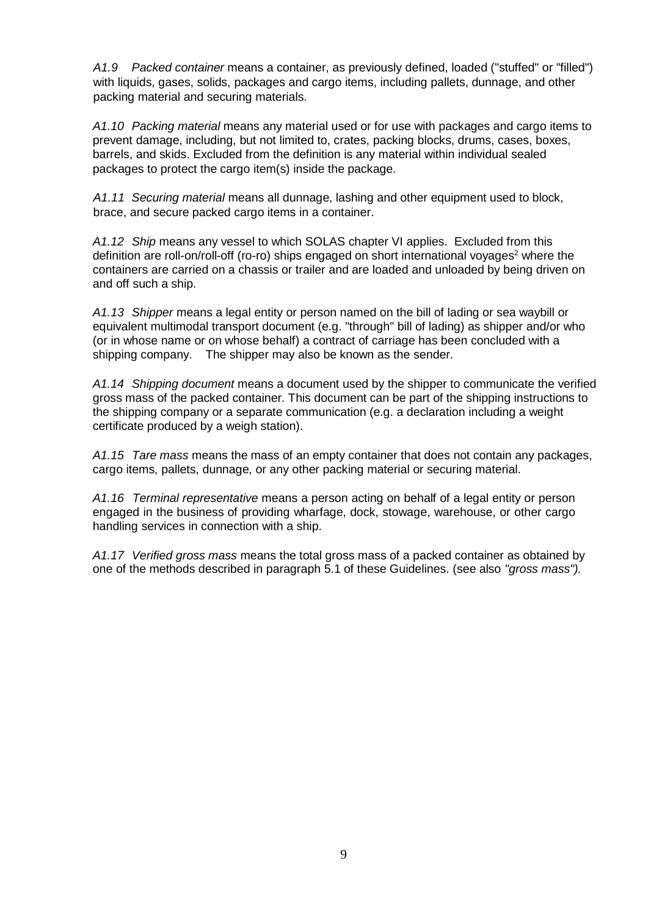*A1.9 Packed container* means a container, as previously defined, loaded ("stuffed" or "filled") with liquids, gases, solids, packages and cargo items, including pallets, dunnage, and other packing material and securing materials.

*A1.10 Packing material* means any material used or for use with packages and cargo items to prevent damage, including, but not limited to, crates, packing blocks, drums, cases, boxes, barrels, and skids. Excluded from the definition is any material within individual sealed packages to protect the cargo item(s) inside the package.

*A1.11 Securing material* means all dunnage, lashing and other equipment used to block, brace, and secure packed cargo items in a container.

*A1.12 Ship* means any vessel to which SOLAS chapter VI applies. Excluded from this definition are roll-on/roll-off (ro-ro) ships engaged on short international voyages[2] where the containers are carried on a chassis or trailer and are loaded and unloaded by being driven on and off such a ship.

*A1.13 Shipper* means a legal entity or person named on the bill of lading or sea waybill or equivalent multimodal transport document (e.g. "through" bill of lading) as shipper and/or who (or in whose name or on whose behalf) a contract of carriage has been concluded with a shipping company. The shipper may also be known as the sender.

*A1.14 Shipping document* means a document used by the shipper to communicate the verified gross mass of the packed container. This document can be part of the shipping instructions to the shipping company or a separate communication (e.g. a declaration including a weight certificate produced by a weigh station).

*A1.15 Tare mass* means the mass of an empty container that does not contain any packages, cargo items, pallets, dunnage, or any other packing material or securing material.

*A1.16 Terminal representative* means a person acting on behalf of a legal entity or person engaged in the business of providing wharfage, dock, stowage, warehouse, or other cargo handling services in connection with a ship.

*A1.17 Verified gross mass* means the total gross mass of a packed container as obtained by one of the methods described in paragraph 5.1 of these Guidelines. (see also *"gross mass").*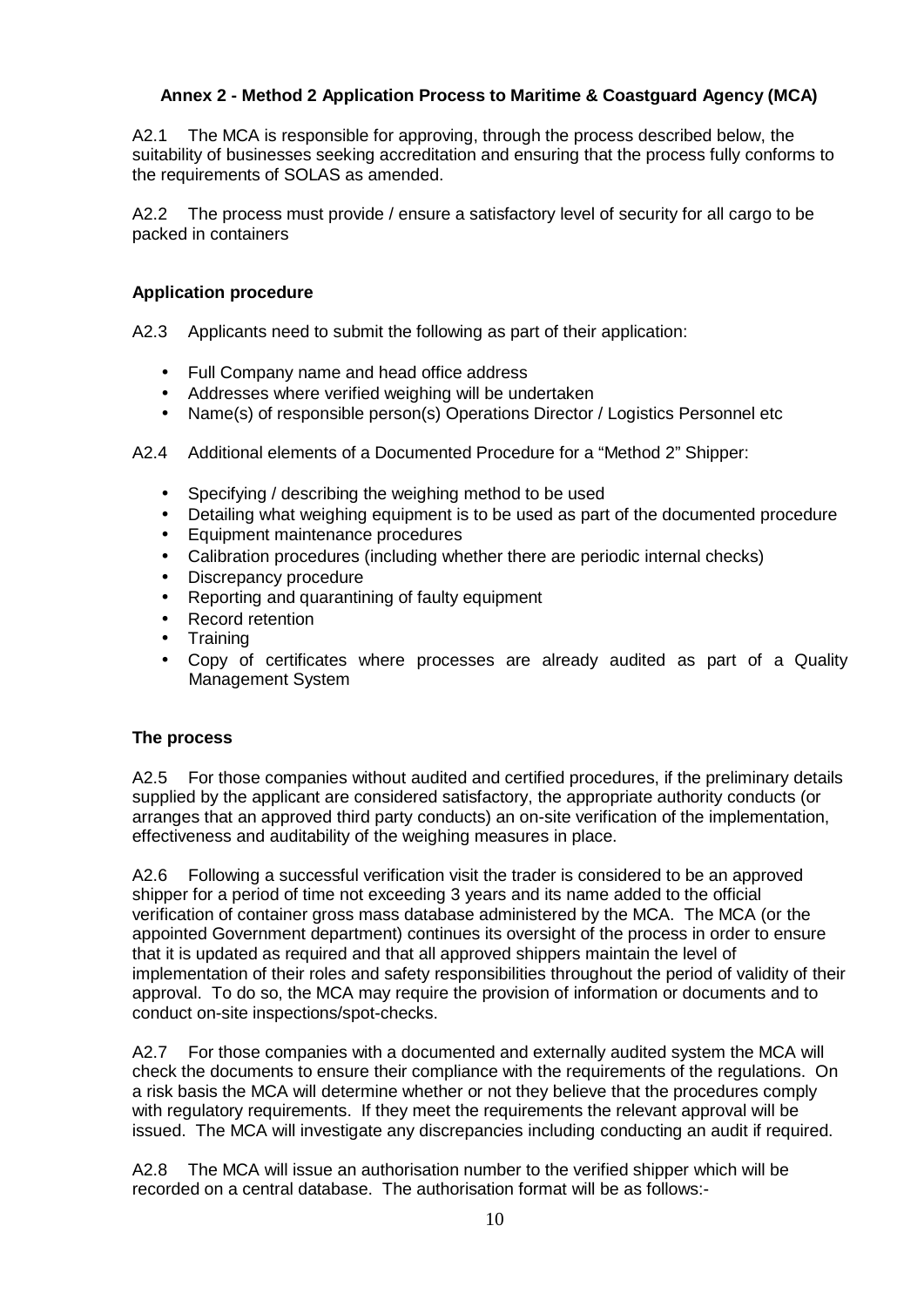### Annex 2 - Method 2 Application Process to Maritime & Coastguard Agency (MCA)

A2.1 The MCA is responsible for approving, through the process described below, the suitability of businesses seeking accreditation and ensuring that the process fully conforms to the requirements of SOLAS as amended.

A2.2 The process must provide / ensure a satisfactory level of security for all cargo to be packed in containers

**Application procedure**

A2.3 Applicants need to submit the following as part of their application:

- Full Company name and head office address
- Addresses where verified weighing will be undertaken
- Name(s) of responsible person(s) Operations Director / Logistics Personnel etc

A2.4 Additional elements of a Documented Procedure for a "Method 2" Shipper:

- Specifying / describing the weighing method to be used
- Detailing what weighing equipment is to be used as part of the documented procedure
- Equipment maintenance procedures
- Calibration procedures (including whether there are periodic internal checks)
- Discrepancy procedure
- Reporting and quarantining of faulty equipment
- Record retention
- Training
- Copy of certificates where processes are already audited as part of a Quality Management System

**The process**

A2.5 For those companies without audited and certified procedures, if the preliminary details supplied by the applicant are considered satisfactory, the appropriate authority conducts (or arranges that an approved third party conducts) an on-site verification of the implementation, effectiveness and auditability of the weighing measures in place.

A2.6 Following a successful verification visit the trader is considered to be an approved shipper for a period of time not exceeding 3 years and its name added to the official verification of container gross mass database administered by the MCA. The MCA (or the appointed Government department) continues its oversight of the process in order to ensure that it is updated as required and that all approved shippers maintain the level of implementation of their roles and safety responsibilities throughout the period of validity of their approval. To do so, the MCA may require the provision of information or documents and to conduct on-site inspections/spot-checks.

A2.7 For those companies with a documented and externally audited system the MCA will check the documents to ensure their compliance with the requirements of the regulations. On a risk basis the MCA will determine whether or not they believe that the procedures comply with regulatory requirements. If they meet the requirements the relevant approval will be issued. The MCA will investigate any discrepancies including conducting an audit if required.

A2.8 The MCA will issue an authorisation number to the verified shipper which will be recorded on a central database. The authorisation format will be as follows:-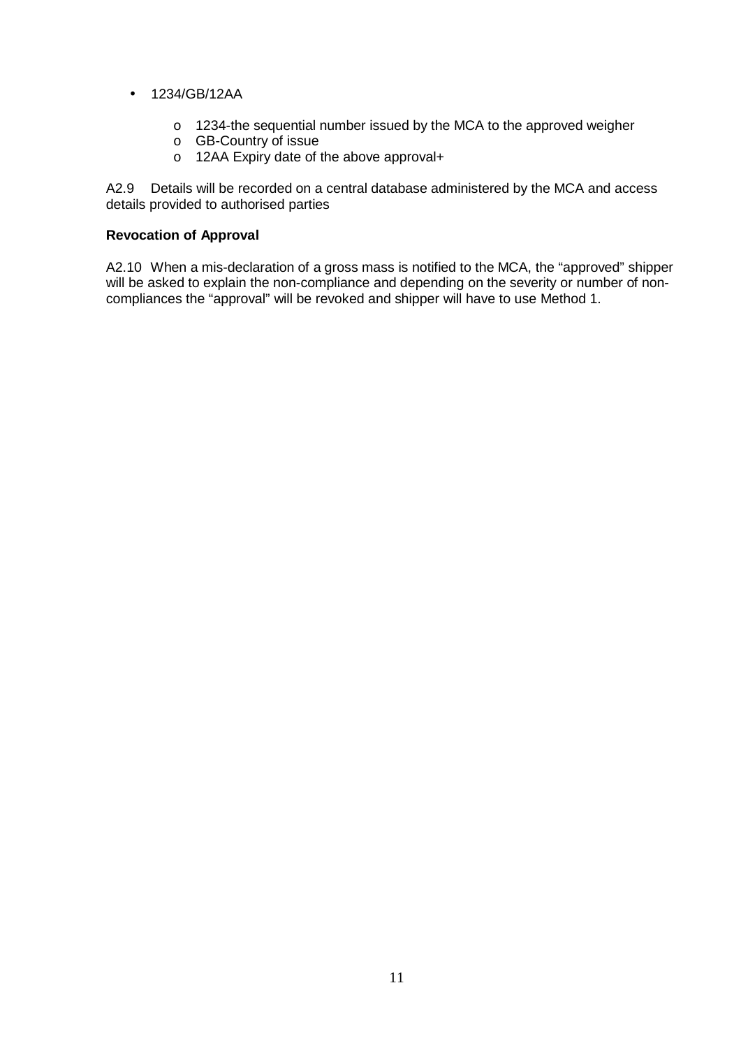- 1234/GB/12AA
  - 1234-the sequential number issued by the MCA to the approved weigher
  - GB-Country of issue
  - 12AA Expiry date of the above approval+

A2.9 Details will be recorded on a central database administered by the MCA and access details provided to authorised parties

**Revocation of Approval**

A2.10 When a mis-declaration of a gross mass is notified to the MCA, the "approved" shipper will be asked to explain the non-compliance and depending on the severity or number of non-compliances the "approval" will be revoked and shipper will have to use Method 1.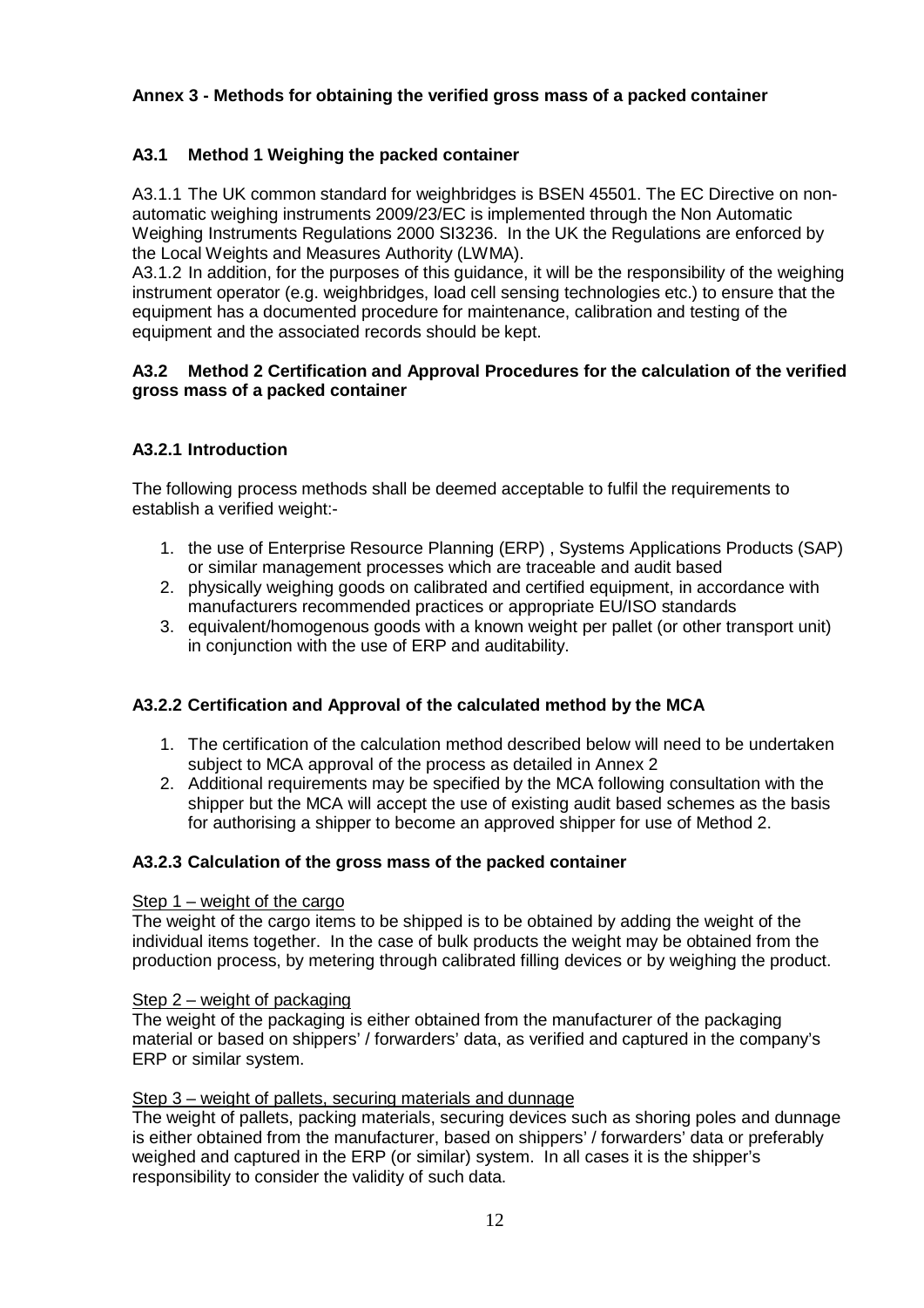## Annex 3 - Methods for obtaining the verified gross mass of a packed container

### A3.1 Method 1 Weighing the packed container

A3.1.1 The UK common standard for weighbridges is BSEN 45501. The EC Directive on non-automatic weighing instruments 2009/23/EC is implemented through the Non Automatic Weighing Instruments Regulations 2000 SI3236. In the UK the Regulations are enforced by the Local Weights and Measures Authority (LWMA).

A3.1.2 In addition, for the purposes of this guidance, it will be the responsibility of the weighing instrument operator (e.g. weighbridges, load cell sensing technologies etc.) to ensure that the equipment has a documented procedure for maintenance, calibration and testing of the equipment and the associated records should be kept.

### A3.2 Method 2 Certification and Approval Procedures for the calculation of the verified gross mass of a packed container

#### A3.2.1 Introduction

The following process methods shall be deemed acceptable to fulfil the requirements to establish a verified weight:-

1. the use of Enterprise Resource Planning (ERP) , Systems Applications Products (SAP) or similar management processes which are traceable and audit based
2. physically weighing goods on calibrated and certified equipment, in accordance with manufacturers recommended practices or appropriate EU/ISO standards
3. equivalent/homogenous goods with a known weight per pallet (or other transport unit) in conjunction with the use of ERP and auditability.

#### A3.2.2 Certification and Approval of the calculated method by the MCA

1. The certification of the calculation method described below will need to be undertaken subject to MCA approval of the process as detailed in Annex 2
2. Additional requirements may be specified by the MCA following consultation with the shipper but the MCA will accept the use of existing audit based schemes as the basis for authorising a shipper to become an approved shipper for use of Method 2.

#### A3.2.3 Calculation of the gross mass of the packed container

Step 1 – weight of the cargo

The weight of the cargo items to be shipped is to be obtained by adding the weight of the individual items together. In the case of bulk products the weight may be obtained from the production process, by metering through calibrated filling devices or by weighing the product.

Step 2 – weight of packaging

The weight of the packaging is either obtained from the manufacturer of the packaging material or based on shippers' / forwarders' data, as verified and captured in the company's ERP or similar system.

Step 3 – weight of pallets, securing materials and dunnage

The weight of pallets, packing materials, securing devices such as shoring poles and dunnage is either obtained from the manufacturer, based on shippers' / forwarders' data or preferably weighed and captured in the ERP (or similar) system. In all cases it is the shipper's responsibility to consider the validity of such data.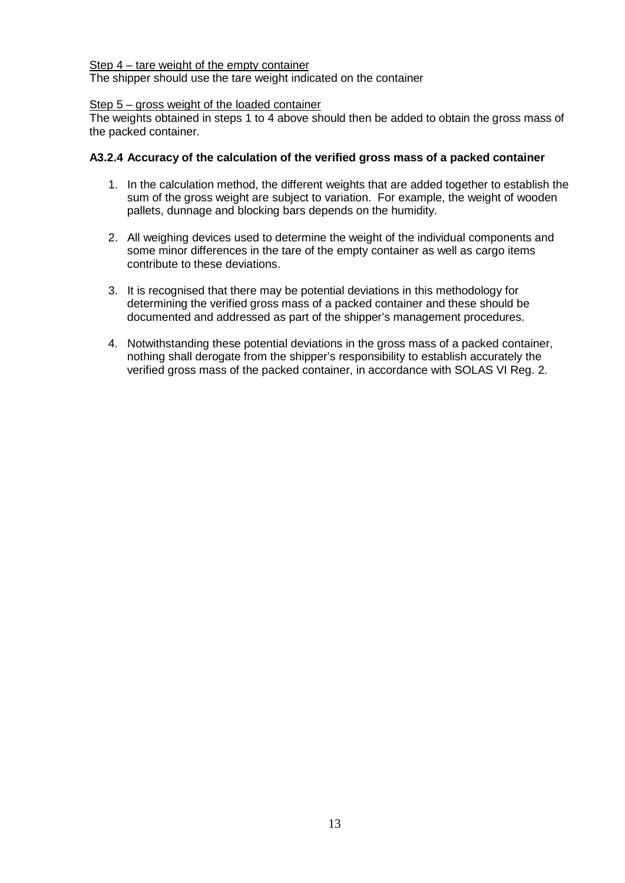Step 4 – tare weight of the empty container

The shipper should use the tare weight indicated on the container

Step 5 – gross weight of the loaded container

The weights obtained in steps 1 to 4 above should then be added to obtain the gross mass of the packed container.

**A3.2.4 Accuracy of the calculation of the verified gross mass of a packed container**

1. In the calculation method, the different weights that are added together to establish the sum of the gross weight are subject to variation. For example, the weight of wooden pallets, dunnage and blocking bars depends on the humidity.

2. All weighing devices used to determine the weight of the individual components and some minor differences in the tare of the empty container as well as cargo items contribute to these deviations.

3. It is recognised that there may be potential deviations in this methodology for determining the verified gross mass of a packed container and these should be documented and addressed as part of the shipper's management procedures.

4. Notwithstanding these potential deviations in the gross mass of a packed container, nothing shall derogate from the shipper's responsibility to establish accurately the verified gross mass of the packed container, in accordance with SOLAS VI Reg. 2.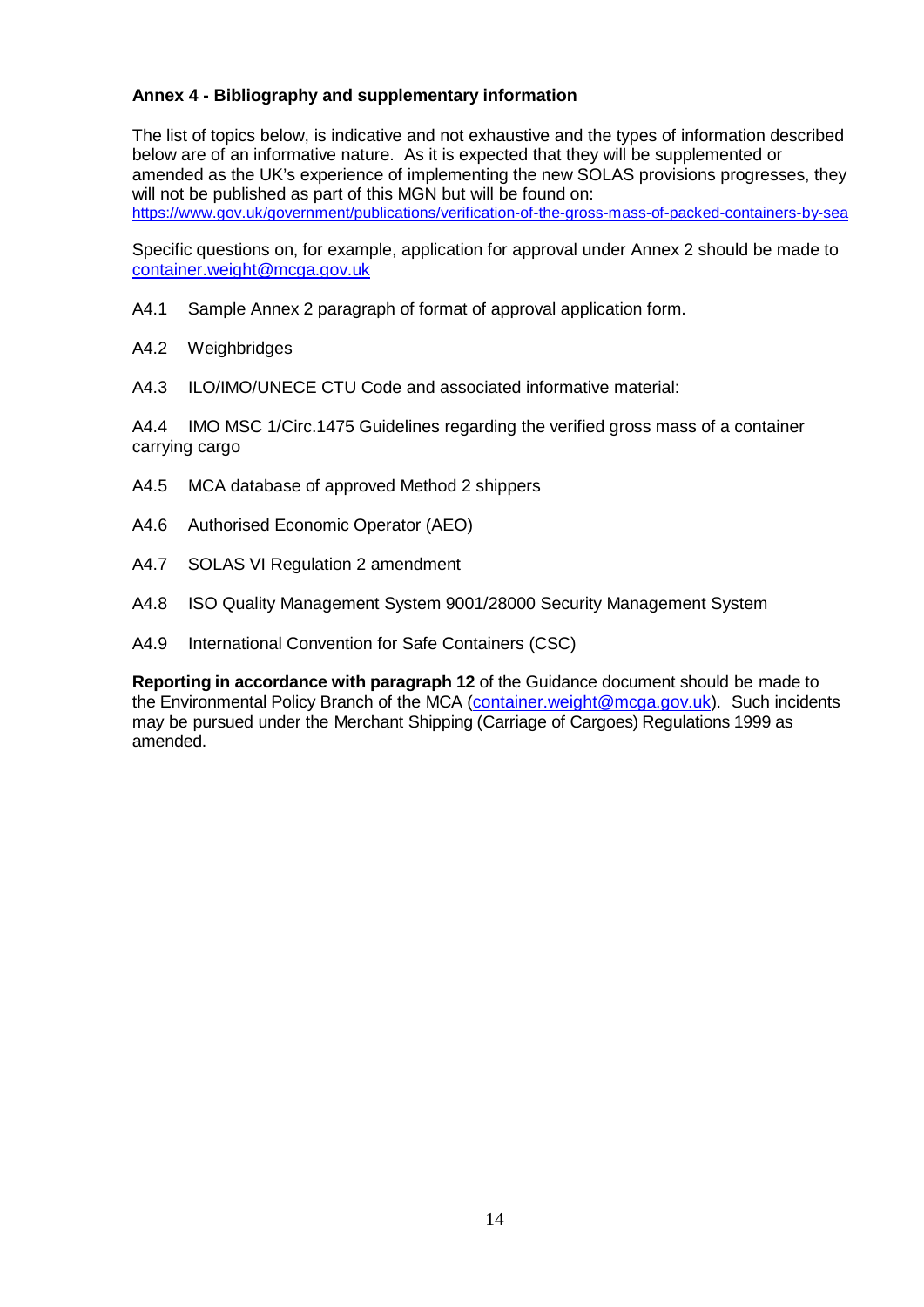**Annex 4 - Bibliography and supplementary information**

The list of topics below, is indicative and not exhaustive and the types of information described below are of an informative nature. As it is expected that they will be supplemented or amended as the UK's experience of implementing the new SOLAS provisions progresses, they will not be published as part of this MGN but will be found on:
https://www.gov.uk/government/publications/verification-of-the-gross-mass-of-packed-containers-by-sea

Specific questions on, for example, application for approval under Annex 2 should be made to container.weight@mcga.gov.uk

A4.1 Sample Annex 2 paragraph of format of approval application form.

A4.2 Weighbridges

A4.3 ILO/IMO/UNECE CTU Code and associated informative material:

A4.4 IMO MSC 1/Circ.1475 Guidelines regarding the verified gross mass of a container carrying cargo

A4.5 MCA database of approved Method 2 shippers

A4.6 Authorised Economic Operator (AEO)

A4.7 SOLAS VI Regulation 2 amendment

A4.8 ISO Quality Management System 9001/28000 Security Management System

A4.9 International Convention for Safe Containers (CSC)

**Reporting in accordance with paragraph 12** of the Guidance document should be made to the Environmental Policy Branch of the MCA (container.weight@mcga.gov.uk). Such incidents may be pursued under the Merchant Shipping (Carriage of Cargoes) Regulations 1999 as amended.